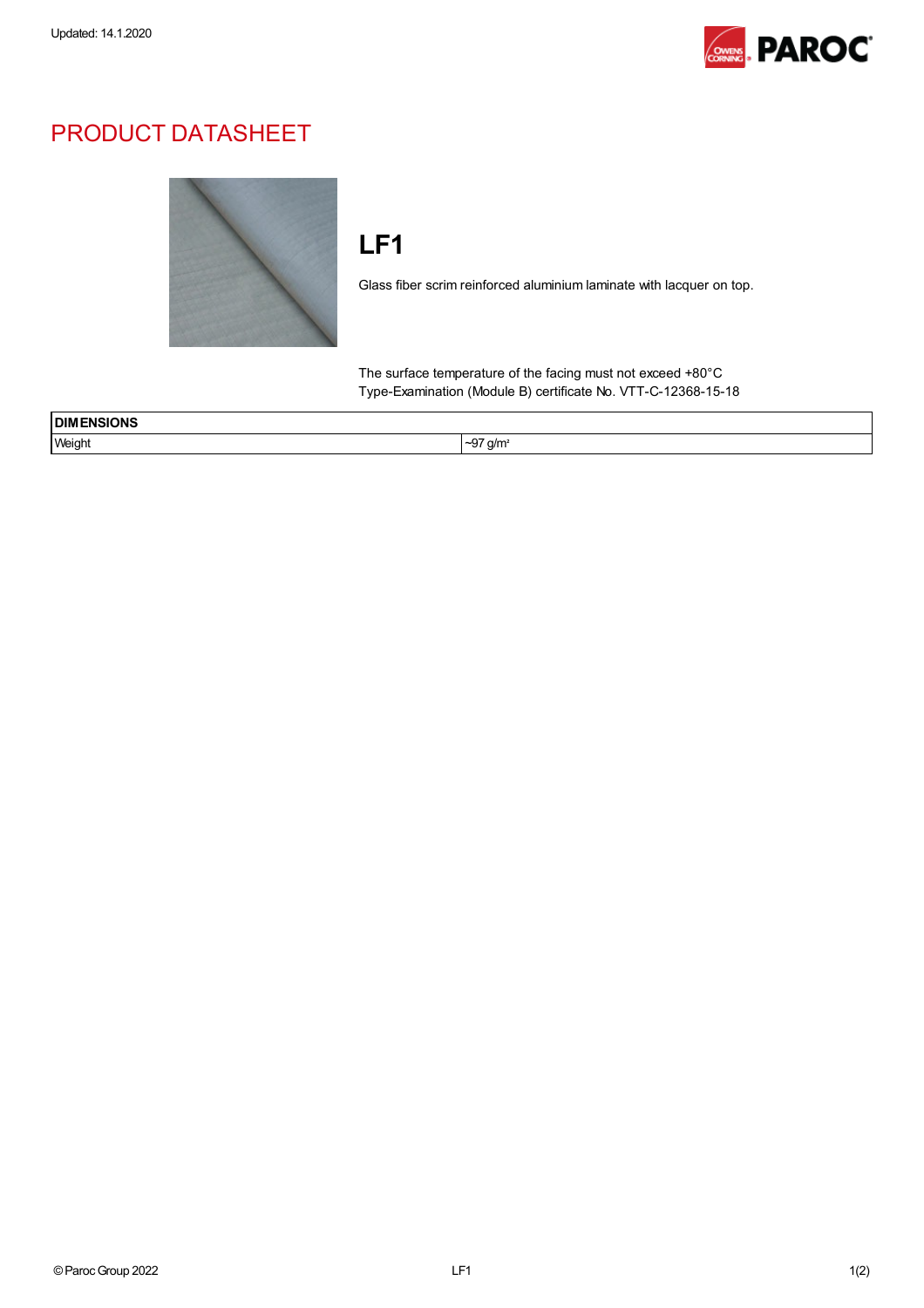Updated: 14.1.2020

# PRODUCT DATASHEET

## LF1

Glass fiber scrim reinforced aluminium laminate with lacquer on top.

The surface temperature of the facing must not exceed +80°C
Type-Examination (Module B) certificate No. VTT-C-12368-15-18

| DIMENSIONS | |
|---|---|
| Weight | ~97 g/m² |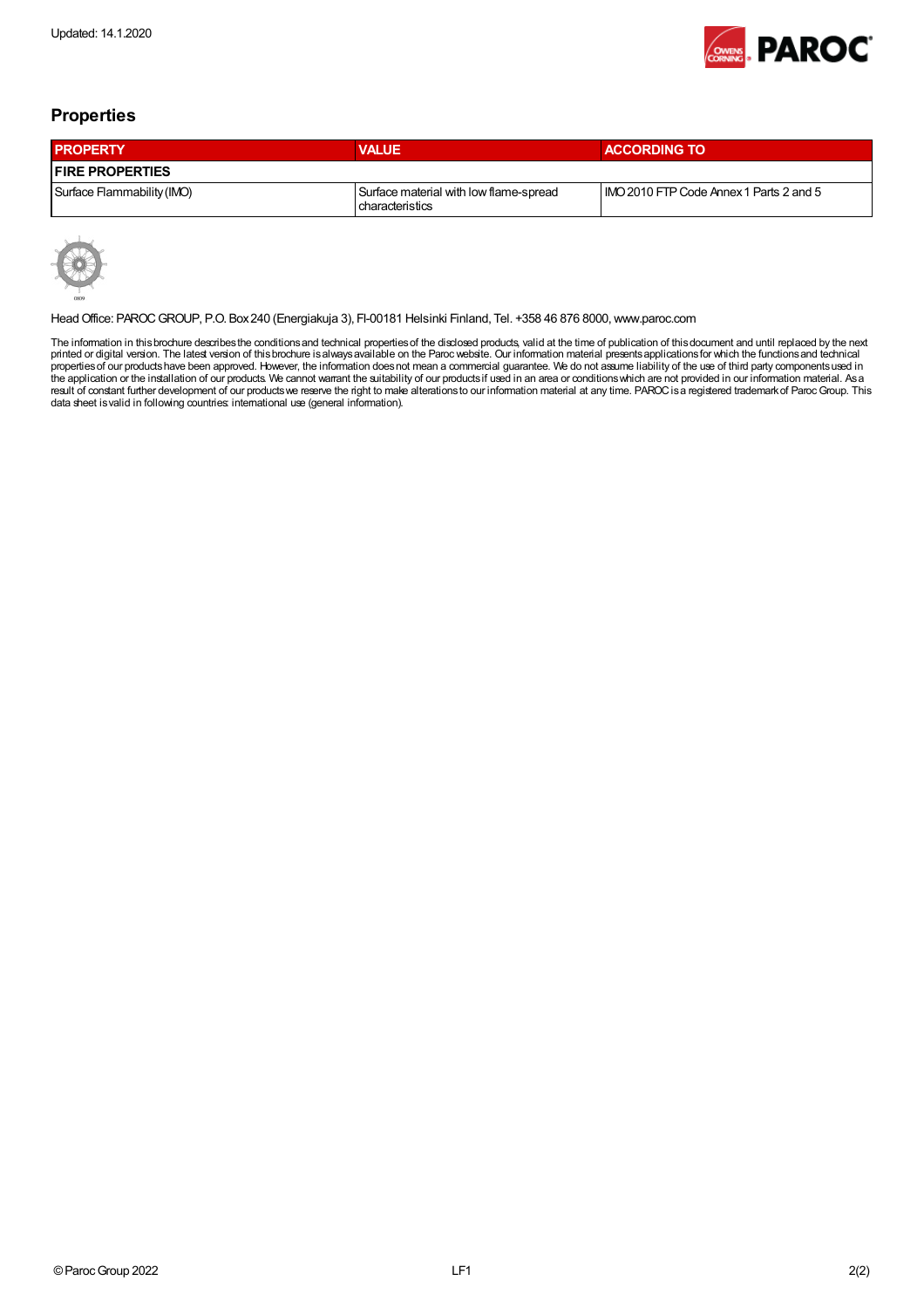## Properties

| PROPERTY | VALUE | ACCORDING TO |
|---|---|---|
| **FIRE PROPERTIES** | | |
| Surface Flammability (IMO) | Surface material with low flame-spread characteristics | IMO 2010 FTP Code Annex 1 Parts 2 and 5 |

0809

Head Office: PAROC GROUP, P.O. Box 240 (Energiakuja 3), FI-00181 Helsinki Finland, Tel. +358 46 876 8000, www.paroc.com

The information in this brochure describes the conditions and technical properties of the disclosed products, valid at the time of publication of this document and until replaced by the next printed or digital version. The latest version of this brochure is always available on the Paroc website. Our information material presents applications for which the functions and technical properties of our products have been approved. However, the information does not mean a commercial guarantee. We do not assume liability of the use of third party components used in the application or the installation of our products. We cannot warrant the suitability of our products if used in an area or conditions which are not provided in our information material. As a result of constant further development of our products we reserve the right to make alterations to our information material at any time. PAROC is a registered trademark of Paroc Group. This data sheet is valid in following countries: international use (general information).